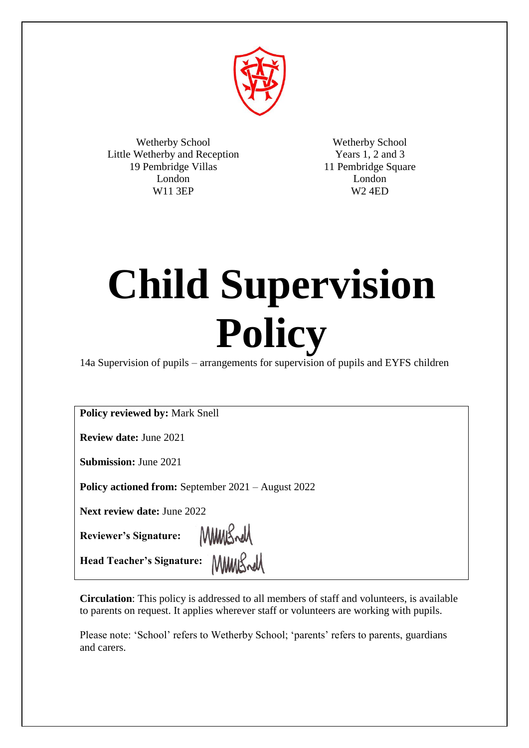Wetherby School
Little Wetherby and Reception
19 Pembridge Villas
London
W11 3EP

Wetherby School
Years 1, 2 and 3
11 Pembridge Square
London
W2 4ED

# Child Supervision Policy

14a Supervision of pupils – arrangements for supervision of pupils and EYFS children

**Policy reviewed by:** Mark Snell

**Review date:** June 2021

**Submission:** June 2021

**Policy actioned from:** September 2021 – August 2022

**Next review date:** June 2022

**Reviewer's Signature:**

**Head Teacher's Signature:**

**Circulation**: This policy is addressed to all members of staff and volunteers, is available to parents on request. It applies wherever staff or volunteers are working with pupils.

Please note: 'School' refers to Wetherby School; 'parents' refers to parents, guardians and carers.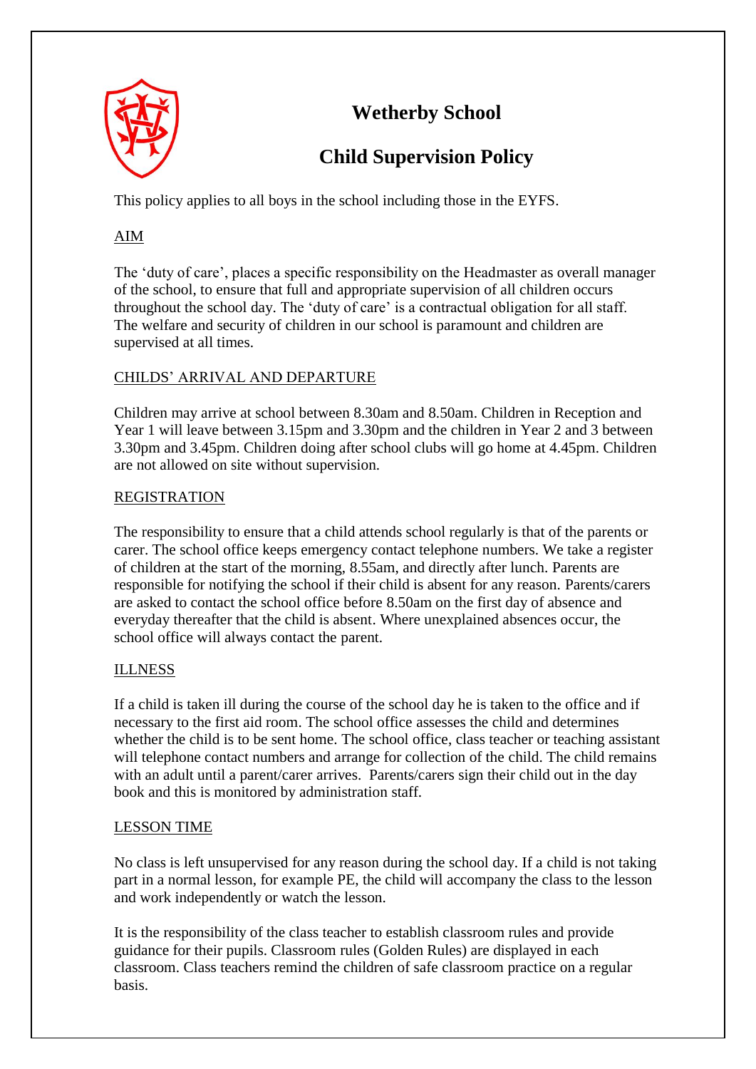# Wetherby School

## Child Supervision Policy

This policy applies to all boys in the school including those in the EYFS.

AIM

The 'duty of care', places a specific responsibility on the Headmaster as overall manager of the school, to ensure that full and appropriate supervision of all children occurs throughout the school day. The 'duty of care' is a contractual obligation for all staff. The welfare and security of children in our school is paramount and children are supervised at all times.

CHILDS' ARRIVAL AND DEPARTURE

Children may arrive at school between 8.30am and 8.50am. Children in Reception and Year 1 will leave between 3.15pm and 3.30pm and the children in Year 2 and 3 between 3.30pm and 3.45pm. Children doing after school clubs will go home at 4.45pm. Children are not allowed on site without supervision.

REGISTRATION

The responsibility to ensure that a child attends school regularly is that of the parents or carer. The school office keeps emergency contact telephone numbers. We take a register of children at the start of the morning, 8.55am, and directly after lunch. Parents are responsible for notifying the school if their child is absent for any reason. Parents/carers are asked to contact the school office before 8.50am on the first day of absence and everyday thereafter that the child is absent. Where unexplained absences occur, the school office will always contact the parent.

ILLNESS

If a child is taken ill during the course of the school day he is taken to the office and if necessary to the first aid room. The school office assesses the child and determines whether the child is to be sent home. The school office, class teacher or teaching assistant will telephone contact numbers and arrange for collection of the child. The child remains with an adult until a parent/carer arrives. Parents/carers sign their child out in the day book and this is monitored by administration staff.

LESSON TIME

No class is left unsupervised for any reason during the school day. If a child is not taking part in a normal lesson, for example PE, the child will accompany the class to the lesson and work independently or watch the lesson.

It is the responsibility of the class teacher to establish classroom rules and provide guidance for their pupils. Classroom rules (Golden Rules) are displayed in each classroom. Class teachers remind the children of safe classroom practice on a regular basis.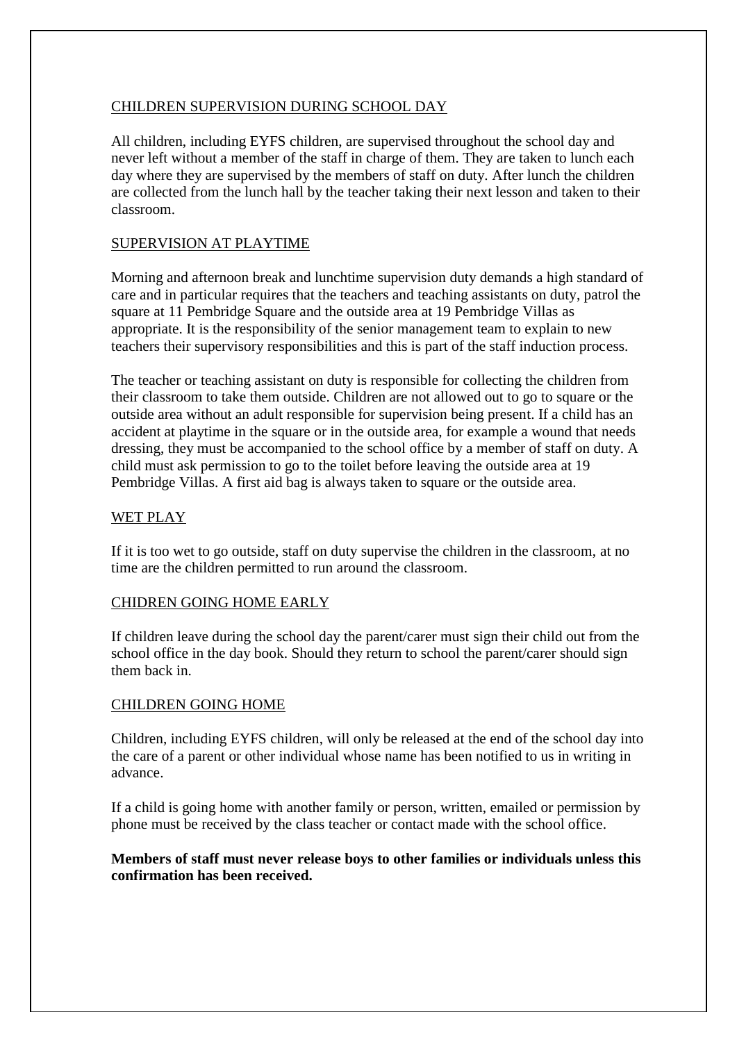## CHILDREN SUPERVISION DURING SCHOOL DAY

All children, including EYFS children, are supervised throughout the school day and never left without a member of the staff in charge of them. They are taken to lunch each day where they are supervised by the members of staff on duty. After lunch the children are collected from the lunch hall by the teacher taking their next lesson and taken to their classroom.

## SUPERVISION AT PLAYTIME

Morning and afternoon break and lunchtime supervision duty demands a high standard of care and in particular requires that the teachers and teaching assistants on duty, patrol the square at 11 Pembridge Square and the outside area at 19 Pembridge Villas as appropriate. It is the responsibility of the senior management team to explain to new teachers their supervisory responsibilities and this is part of the staff induction process.

The teacher or teaching assistant on duty is responsible for collecting the children from their classroom to take them outside. Children are not allowed out to go to square or the outside area without an adult responsible for supervision being present. If a child has an accident at playtime in the square or in the outside area, for example a wound that needs dressing, they must be accompanied to the school office by a member of staff on duty. A child must ask permission to go to the toilet before leaving the outside area at 19 Pembridge Villas. A first aid bag is always taken to square or the outside area.

## WET PLAY

If it is too wet to go outside, staff on duty supervise the children in the classroom, at no time are the children permitted to run around the classroom.

## CHIDREN GOING HOME EARLY

If children leave during the school day the parent/carer must sign their child out from the school office in the day book. Should they return to school the parent/carer should sign them back in.

## CHILDREN GOING HOME

Children, including EYFS children, will only be released at the end of the school day into the care of a parent or other individual whose name has been notified to us in writing in advance.

If a child is going home with another family or person, written, emailed or permission by phone must be received by the class teacher or contact made with the school office.

**Members of staff must never release boys to other families or individuals unless this confirmation has been received.**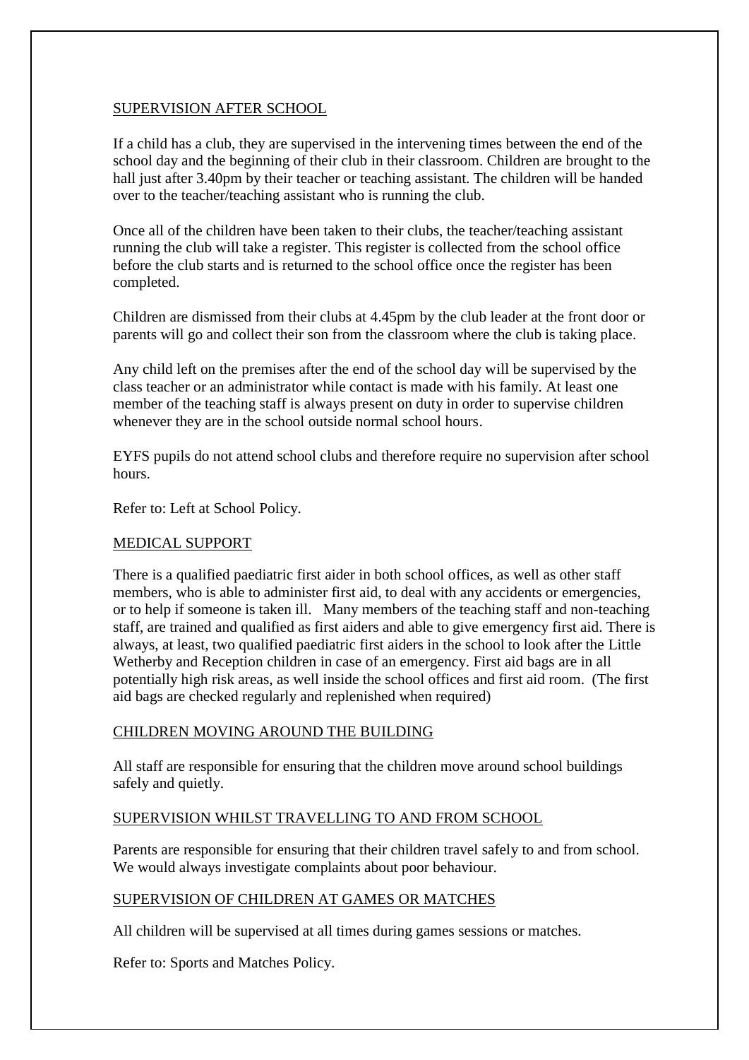## SUPERVISION AFTER SCHOOL

If a child has a club, they are supervised in the intervening times between the end of the school day and the beginning of their club in their classroom. Children are brought to the hall just after 3.40pm by their teacher or teaching assistant. The children will be handed over to the teacher/teaching assistant who is running the club.

Once all of the children have been taken to their clubs, the teacher/teaching assistant running the club will take a register. This register is collected from the school office before the club starts and is returned to the school office once the register has been completed.

Children are dismissed from their clubs at 4.45pm by the club leader at the front door or parents will go and collect their son from the classroom where the club is taking place.

Any child left on the premises after the end of the school day will be supervised by the class teacher or an administrator while contact is made with his family. At least one member of the teaching staff is always present on duty in order to supervise children whenever they are in the school outside normal school hours.

EYFS pupils do not attend school clubs and therefore require no supervision after school hours.

Refer to: Left at School Policy.

## MEDICAL SUPPORT

There is a qualified paediatric first aider in both school offices, as well as other staff members, who is able to administer first aid, to deal with any accidents or emergencies, or to help if someone is taken ill. Many members of the teaching staff and non-teaching staff, are trained and qualified as first aiders and able to give emergency first aid. There is always, at least, two qualified paediatric first aiders in the school to look after the Little Wetherby and Reception children in case of an emergency. First aid bags are in all potentially high risk areas, as well inside the school offices and first aid room. (The first aid bags are checked regularly and replenished when required)

## CHILDREN MOVING AROUND THE BUILDING

All staff are responsible for ensuring that the children move around school buildings safely and quietly.

## SUPERVISION WHILST TRAVELLING TO AND FROM SCHOOL

Parents are responsible for ensuring that their children travel safely to and from school. We would always investigate complaints about poor behaviour.

## SUPERVISION OF CHILDREN AT GAMES OR MATCHES

All children will be supervised at all times during games sessions or matches.

Refer to: Sports and Matches Policy.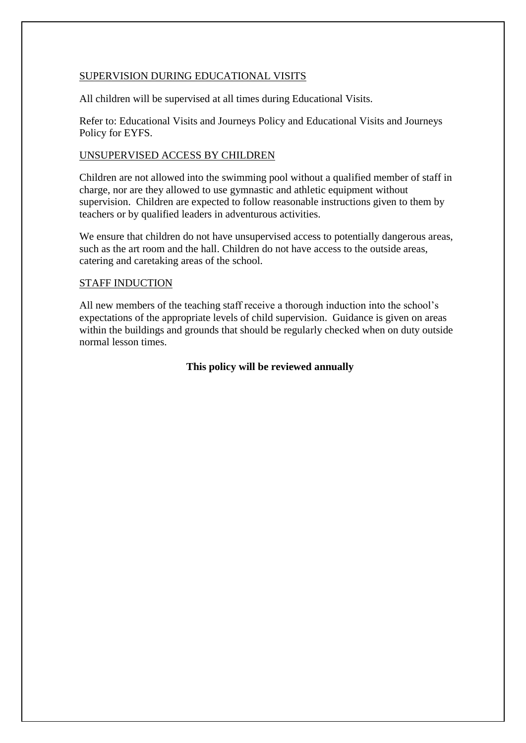## SUPERVISION DURING EDUCATIONAL VISITS

All children will be supervised at all times during Educational Visits.

Refer to: Educational Visits and Journeys Policy and Educational Visits and Journeys Policy for EYFS.

## UNSUPERVISED ACCESS BY CHILDREN

Children are not allowed into the swimming pool without a qualified member of staff in charge, nor are they allowed to use gymnastic and athletic equipment without supervision. Children are expected to follow reasonable instructions given to them by teachers or by qualified leaders in adventurous activities.

We ensure that children do not have unsupervised access to potentially dangerous areas, such as the art room and the hall. Children do not have access to the outside areas, catering and caretaking areas of the school.

## STAFF INDUCTION

All new members of the teaching staff receive a thorough induction into the school's expectations of the appropriate levels of child supervision. Guidance is given on areas within the buildings and grounds that should be regularly checked when on duty outside normal lesson times.

**This policy will be reviewed annually**